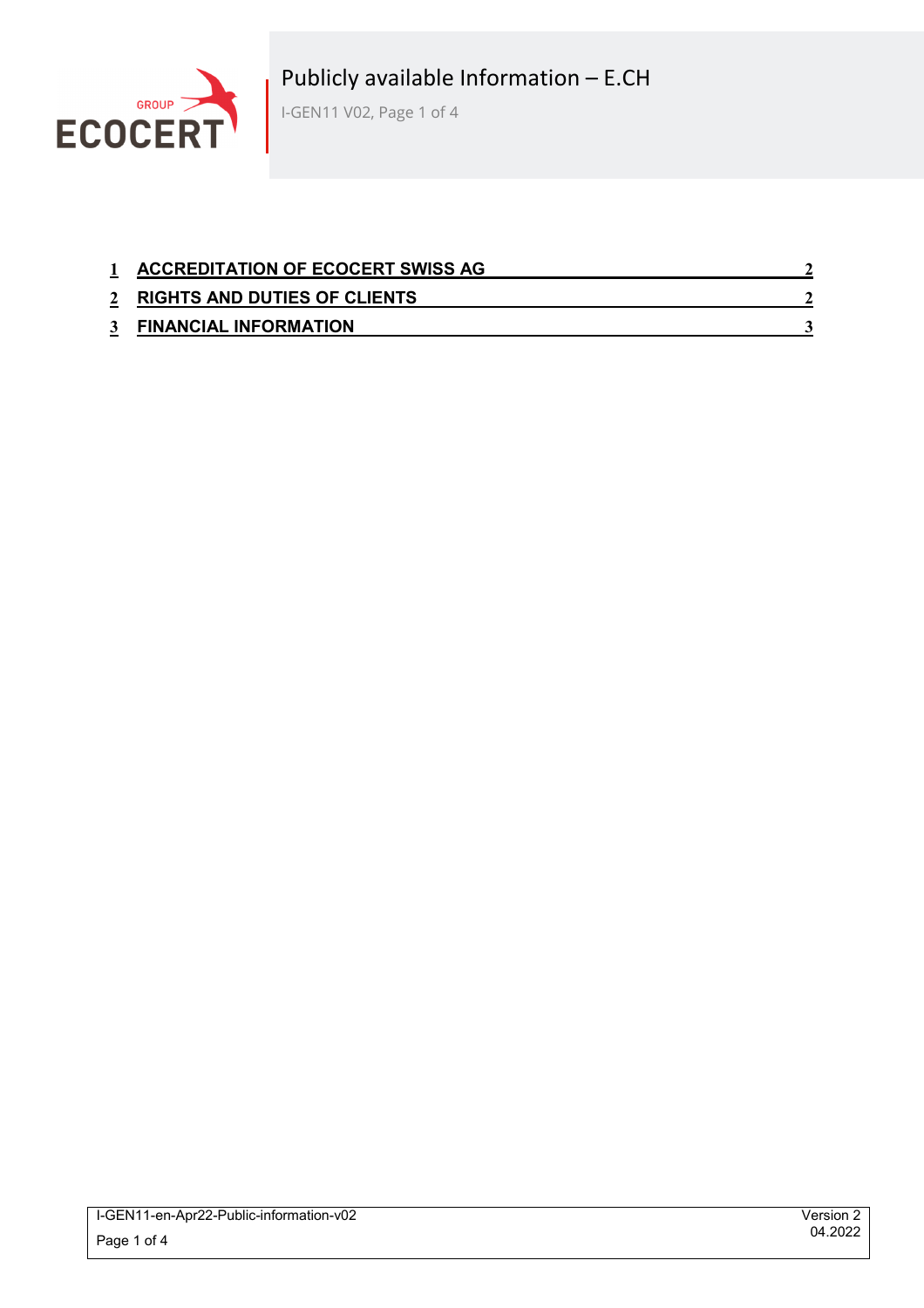# Publicly available Information – E.CH

| | | |
|---|---|---|
| 1 | ACCREDITATION OF ECOCERT SWISS AG | 2 |
| 2 | RIGHTS AND DUTIES OF CLIENTS | 2 |
| 3 | FINANCIAL INFORMATION | 3 |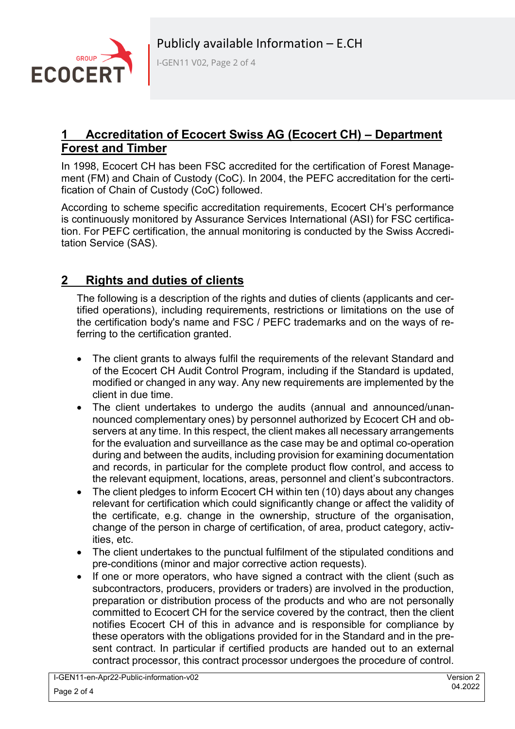## 1 Accreditation of Ecocert Swiss AG (Ecocert CH) – Department Forest and Timber

In 1998, Ecocert CH has been FSC accredited for the certification of Forest Management (FM) and Chain of Custody (CoC). In 2004, the PEFC accreditation for the certification of Chain of Custody (CoC) followed.

According to scheme specific accreditation requirements, Ecocert CH's performance is continuously monitored by Assurance Services International (ASI) for FSC certification. For PEFC certification, the annual monitoring is conducted by the Swiss Accreditation Service (SAS).

## 2 Rights and duties of clients

The following is a description of the rights and duties of clients (applicants and certified operations), including requirements, restrictions or limitations on the use of the certification body's name and FSC / PEFC trademarks and on the ways of referring to the certification granted.

- The client grants to always fulfil the requirements of the relevant Standard and of the Ecocert CH Audit Control Program, including if the Standard is updated, modified or changed in any way. Any new requirements are implemented by the client in due time.
- The client undertakes to undergo the audits (annual and announced/unannounced complementary ones) by personnel authorized by Ecocert CH and observers at any time. In this respect, the client makes all necessary arrangements for the evaluation and surveillance as the case may be and optimal co-operation during and between the audits, including provision for examining documentation and records, in particular for the complete product flow control, and access to the relevant equipment, locations, areas, personnel and client's subcontractors.
- The client pledges to inform Ecocert CH within ten (10) days about any changes relevant for certification which could significantly change or affect the validity of the certificate, e.g. change in the ownership, structure of the organisation, change of the person in charge of certification, of area, product category, activities, etc.
- The client undertakes to the punctual fulfilment of the stipulated conditions and pre-conditions (minor and major corrective action requests).
- If one or more operators, who have signed a contract with the client (such as subcontractors, producers, providers or traders) are involved in the production, preparation or distribution process of the products and who are not personally committed to Ecocert CH for the service covered by the contract, then the client notifies Ecocert CH of this in advance and is responsible for compliance by these operators with the obligations provided for in the Standard and in the present contract. In particular if certified products are handed out to an external contract processor, this contract processor undergoes the procedure of control.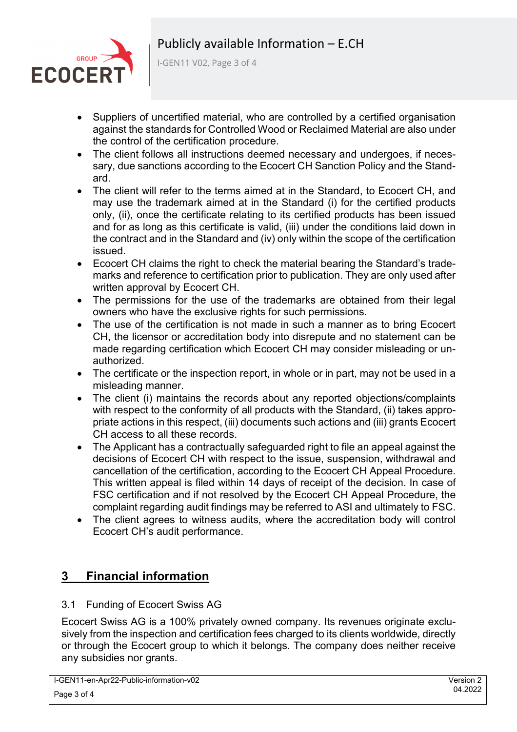- Suppliers of uncertified material, who are controlled by a certified organisation against the standards for Controlled Wood or Reclaimed Material are also under the control of the certification procedure.
- The client follows all instructions deemed necessary and undergoes, if necessary, due sanctions according to the Ecocert CH Sanction Policy and the Standard.
- The client will refer to the terms aimed at in the Standard, to Ecocert CH, and may use the trademark aimed at in the Standard (i) for the certified products only, (ii), once the certificate relating to its certified products has been issued and for as long as this certificate is valid, (iii) under the conditions laid down in the contract and in the Standard and (iv) only within the scope of the certification issued.
- Ecocert CH claims the right to check the material bearing the Standard's trademarks and reference to certification prior to publication. They are only used after written approval by Ecocert CH.
- The permissions for the use of the trademarks are obtained from their legal owners who have the exclusive rights for such permissions.
- The use of the certification is not made in such a manner as to bring Ecocert CH, the licensor or accreditation body into disrepute and no statement can be made regarding certification which Ecocert CH may consider misleading or unauthorized.
- The certificate or the inspection report, in whole or in part, may not be used in a misleading manner.
- The client (i) maintains the records about any reported objections/complaints with respect to the conformity of all products with the Standard, (ii) takes appropriate actions in this respect, (iii) documents such actions and (iii) grants Ecocert CH access to all these records.
- The Applicant has a contractually safeguarded right to file an appeal against the decisions of Ecocert CH with respect to the issue, suspension, withdrawal and cancellation of the certification, according to the Ecocert CH Appeal Procedure. This written appeal is filed within 14 days of receipt of the decision. In case of FSC certification and if not resolved by the Ecocert CH Appeal Procedure, the complaint regarding audit findings may be referred to ASI and ultimately to FSC.
- The client agrees to witness audits, where the accreditation body will control Ecocert CH's audit performance.

# 3 Financial information

## 3.1 Funding of Ecocert Swiss AG

Ecocert Swiss AG is a 100% privately owned company. Its revenues originate exclusively from the inspection and certification fees charged to its clients worldwide, directly or through the Ecocert group to which it belongs. The company does neither receive any subsidies nor grants.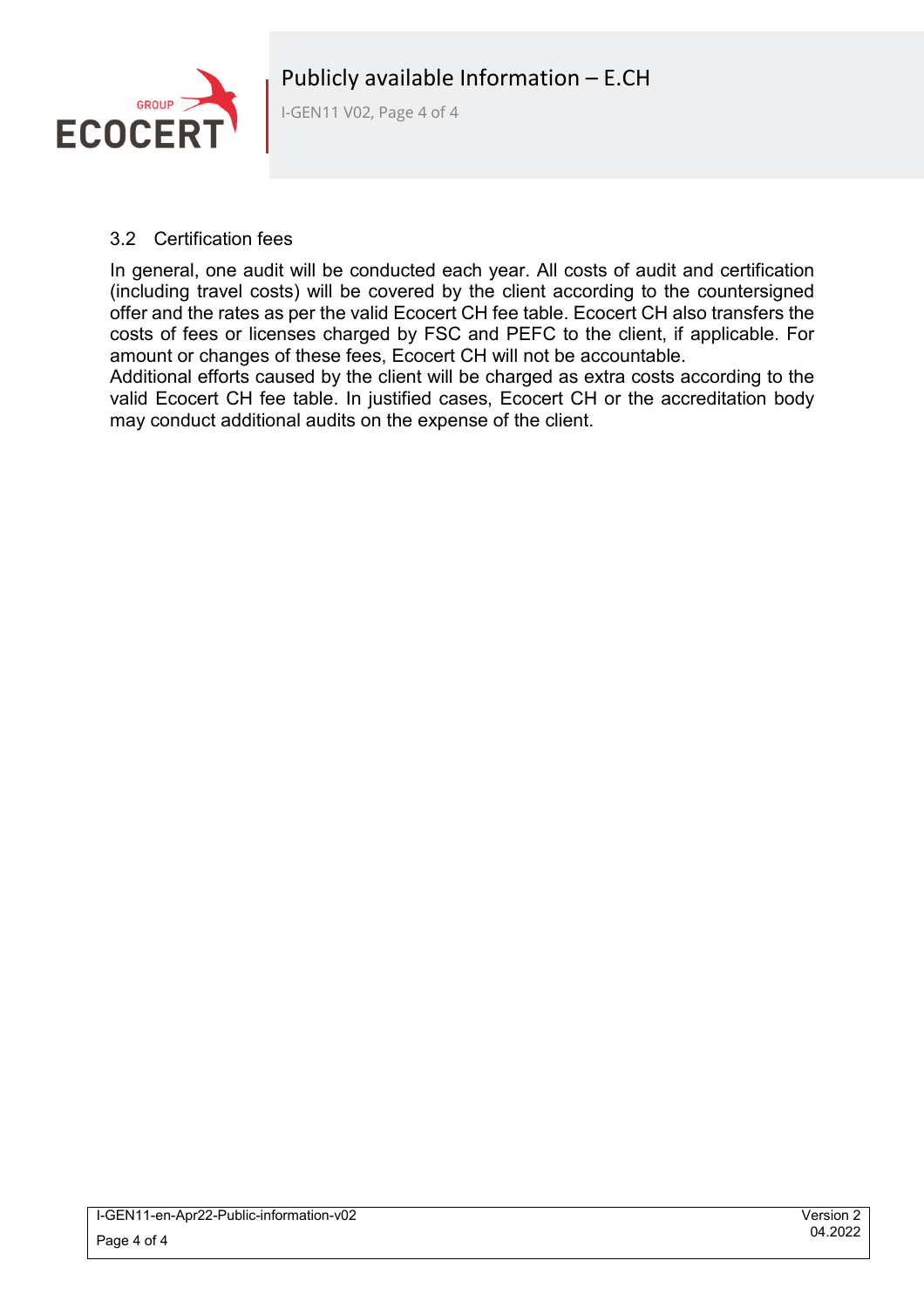### 3.2 Certification fees

In general, one audit will be conducted each year. All costs of audit and certification (including travel costs) will be covered by the client according to the countersigned offer and the rates as per the valid Ecocert CH fee table. Ecocert CH also transfers the costs of fees or licenses charged by FSC and PEFC to the client, if applicable. For amount or changes of these fees, Ecocert CH will not be accountable.

Additional efforts caused by the client will be charged as extra costs according to the valid Ecocert CH fee table. In justified cases, Ecocert CH or the accreditation body may conduct additional audits on the expense of the client.